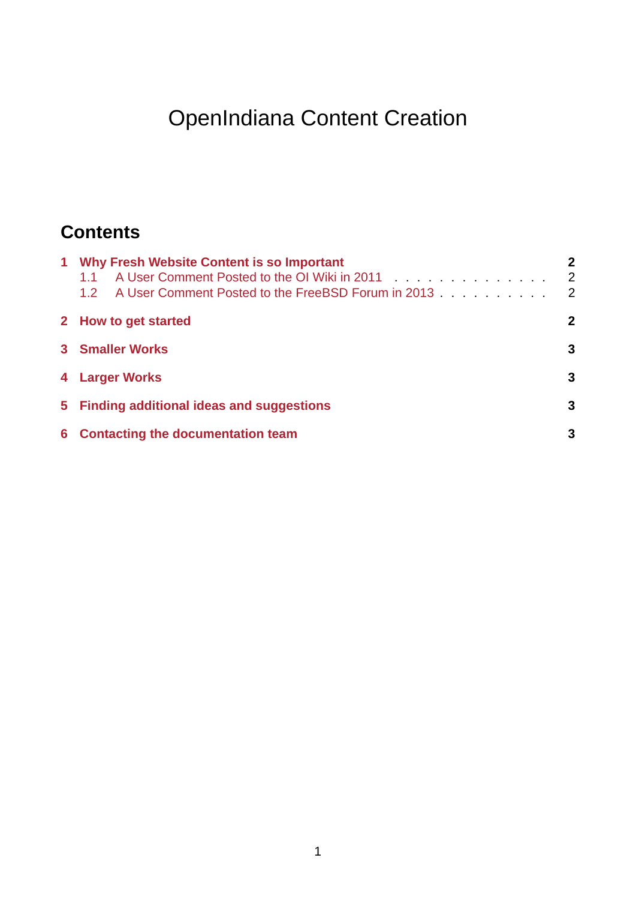# OpenIndiana Content Creation

## Contents

**1 Why Fresh Website Content is so Important** — **2**
- 1.1 A User Comment Posted to the OI Wiki in 2011 — 2
- 1.2 A User Comment Posted to the FreeBSD Forum in 2013 — 2

**2 How to get started** — **2**

**3 Smaller Works** — **3**

**4 Larger Works** — **3**

**5 Finding additional ideas and suggestions** — **3**

**6 Contacting the documentation team** — **3**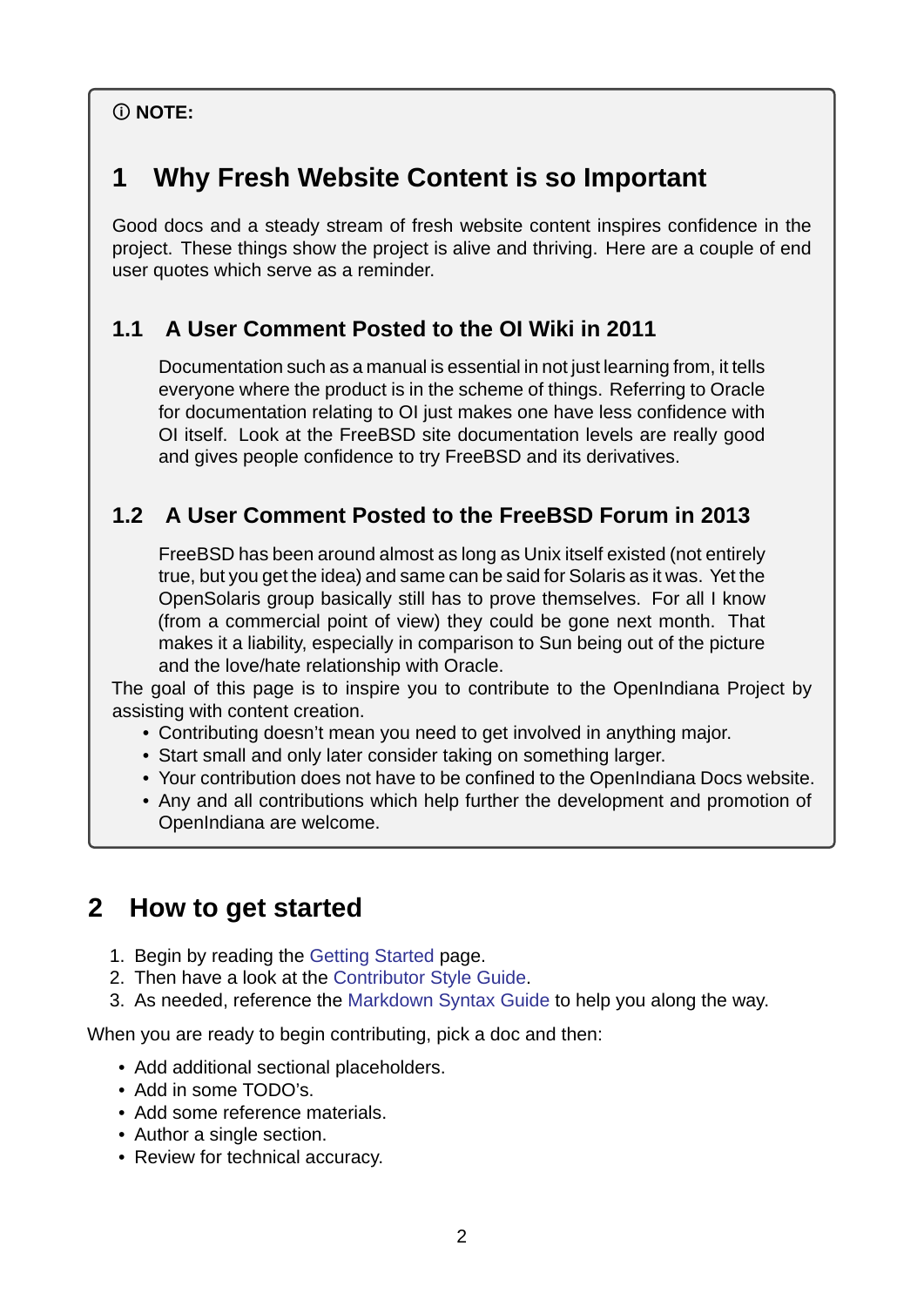ⓘ **NOTE:**

# 1 Why Fresh Website Content is so Important

Good docs and a steady stream of fresh website content inspires confidence in the project. These things show the project is alive and thriving. Here are a couple of end user quotes which serve as a reminder.

## 1.1 A User Comment Posted to the OI Wiki in 2011

> Documentation such as a manual is essential in not just learning from, it tells everyone where the product is in the scheme of things. Referring to Oracle for documentation relating to OI just makes one have less confidence with OI itself. Look at the FreeBSD site documentation levels are really good and gives people confidence to try FreeBSD and its derivatives.

## 1.2 A User Comment Posted to the FreeBSD Forum in 2013

> FreeBSD has been around almost as long as Unix itself existed (not entirely true, but you get the idea) and same can be said for Solaris as it was. Yet the OpenSolaris group basically still has to prove themselves. For all I know (from a commercial point of view) they could be gone next month. That makes it a liability, especially in comparison to Sun being out of the picture and the love/hate relationship with Oracle.

The goal of this page is to inspire you to contribute to the OpenIndiana Project by assisting with content creation.

- Contributing doesn't mean you need to get involved in anything major.
- Start small and only later consider taking on something larger.
- Your contribution does not have to be confined to the OpenIndiana Docs website.
- Any and all contributions which help further the development and promotion of OpenIndiana are welcome.

# 2 How to get started

1. Begin by reading the Getting Started page.
2. Then have a look at the Contributor Style Guide.
3. As needed, reference the Markdown Syntax Guide to help you along the way.

When you are ready to begin contributing, pick a doc and then:

- Add additional sectional placeholders.
- Add in some TODO's.
- Add some reference materials.
- Author a single section.
- Review for technical accuracy.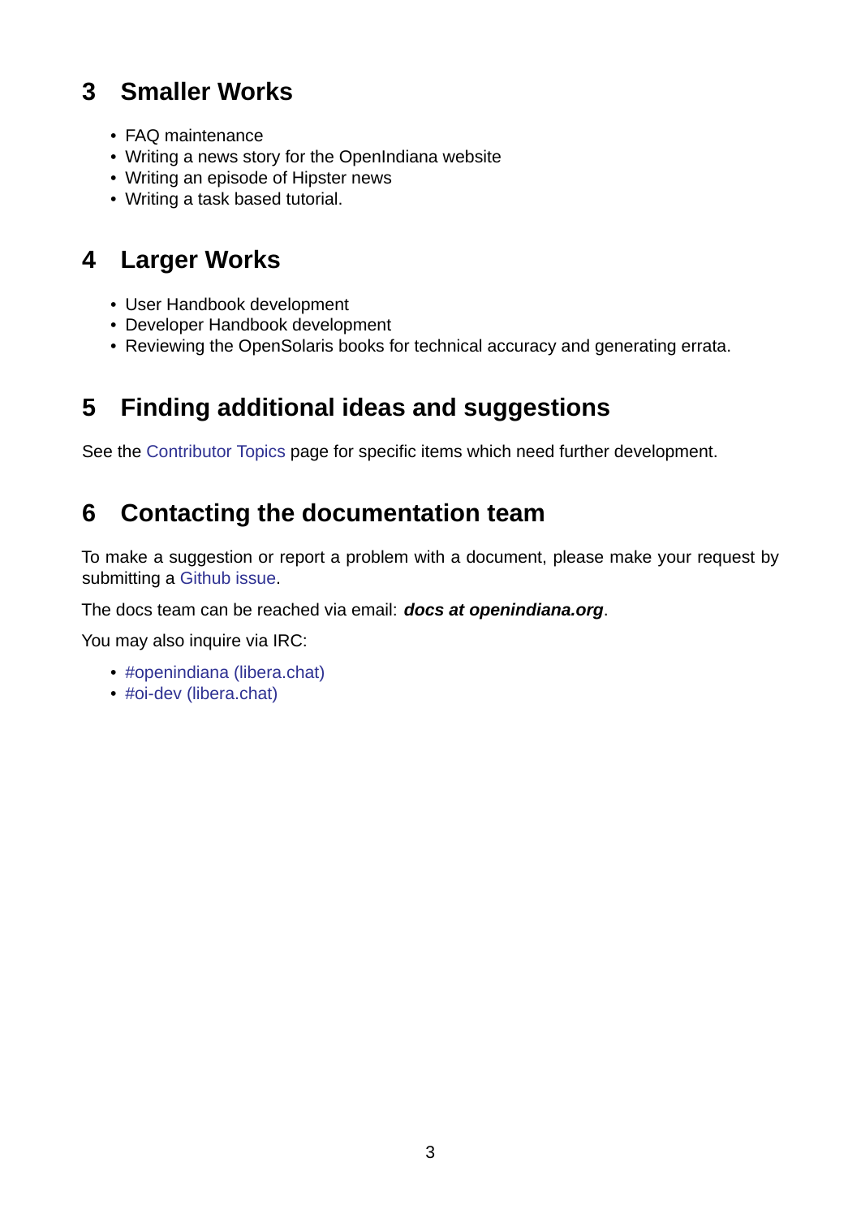## 3 Smaller Works

- FAQ maintenance
- Writing a news story for the OpenIndiana website
- Writing an episode of Hipster news
- Writing a task based tutorial.

## 4 Larger Works

- User Handbook development
- Developer Handbook development
- Reviewing the OpenSolaris books for technical accuracy and generating errata.

## 5 Finding additional ideas and suggestions

See the Contributor Topics page for specific items which need further development.

## 6 Contacting the documentation team

To make a suggestion or report a problem with a document, please make your request by submitting a Github issue.

The docs team can be reached via email: ***docs at openindiana.org***.

You may also inquire via IRC:

- #openindiana (libera.chat)
- #oi-dev (libera.chat)